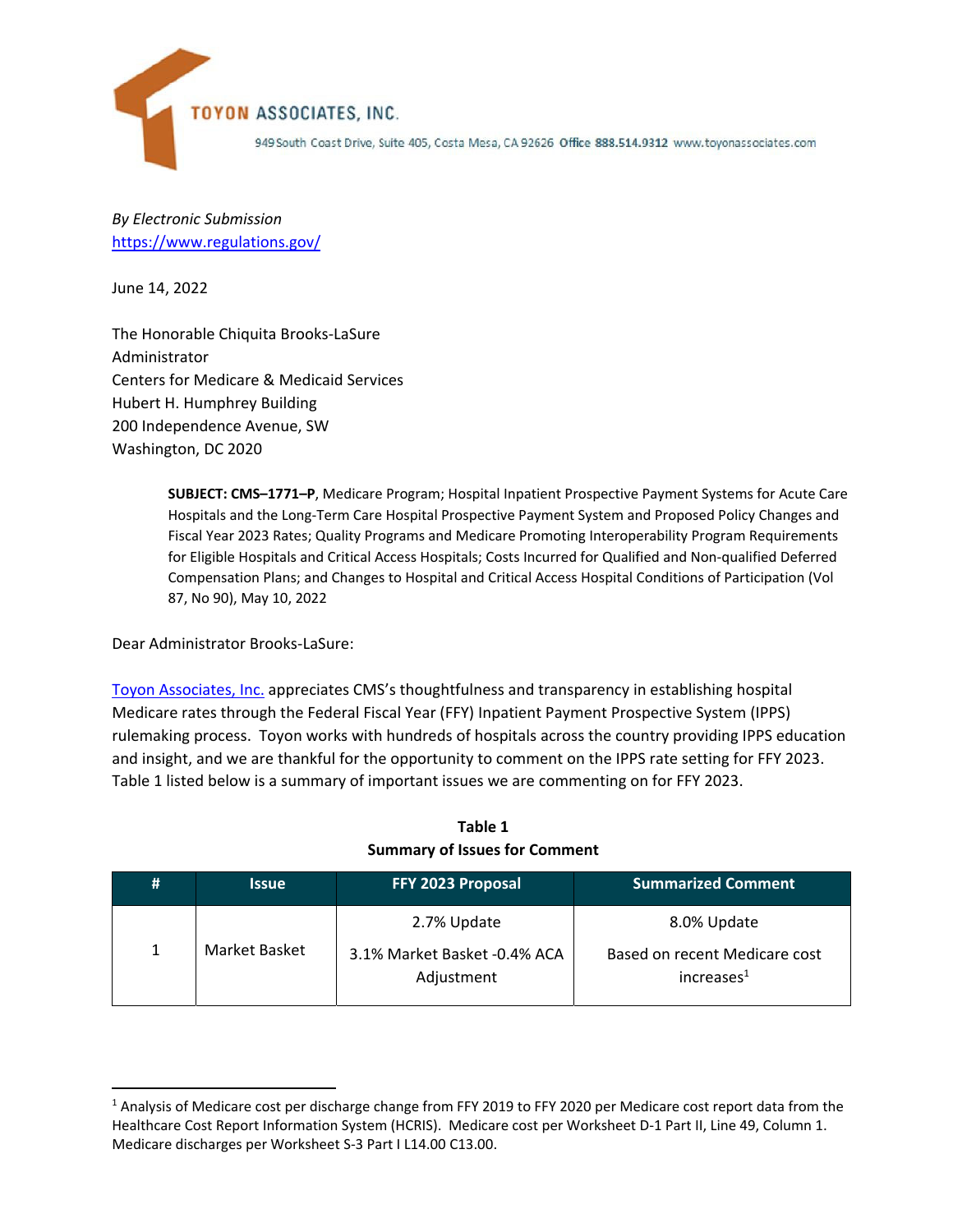TOYON ASSOCIATES, INC.

949 South Coast Drive, Suite 405, Costa Mesa, CA 92626 **Office 888.514.9312** www.toyonassociates.com

*By Electronic Submission*
[https://www.regulations.gov/](https://www.regulations.gov/)

June 14, 2022

The Honorable Chiquita Brooks-LaSure
Administrator
Centers for Medicare & Medicaid Services
Hubert H. Humphrey Building
200 Independence Avenue, SW
Washington, DC 2020

> **SUBJECT: CMS–1771–P**, Medicare Program; Hospital Inpatient Prospective Payment Systems for Acute Care Hospitals and the Long-Term Care Hospital Prospective Payment System and Proposed Policy Changes and Fiscal Year 2023 Rates; Quality Programs and Medicare Promoting Interoperability Program Requirements for Eligible Hospitals and Critical Access Hospitals; Costs Incurred for Qualified and Non-qualified Deferred Compensation Plans; and Changes to Hospital and Critical Access Hospital Conditions of Participation (Vol 87, No 90), May 10, 2022

Dear Administrator Brooks-LaSure:

[Toyon Associates, Inc.](Toyon Associates, Inc.) appreciates CMS's thoughtfulness and transparency in establishing hospital Medicare rates through the Federal Fiscal Year (FFY) Inpatient Payment Prospective System (IPPS) rulemaking process. Toyon works with hundreds of hospitals across the country providing IPPS education and insight, and we are thankful for the opportunity to comment on the IPPS rate setting for FFY 2023. Table 1 listed below is a summary of important issues we are commenting on for FFY 2023.

**Table 1**
**Summary of Issues for Comment**

| # | Issue | FFY 2023 Proposal | Summarized Comment |
|---|---|---|---|
| 1 | Market Basket | 2.7% Update<br>3.1% Market Basket -0.4% ACA Adjustment | 8.0% Update<br>Based on recent Medicare cost increases[1] |

[1] Analysis of Medicare cost per discharge change from FFY 2019 to FFY 2020 per Medicare cost report data from the Healthcare Cost Report Information System (HCRIS). Medicare cost per Worksheet D-1 Part II, Line 49, Column 1. Medicare discharges per Worksheet S-3 Part I L14.00 C13.00.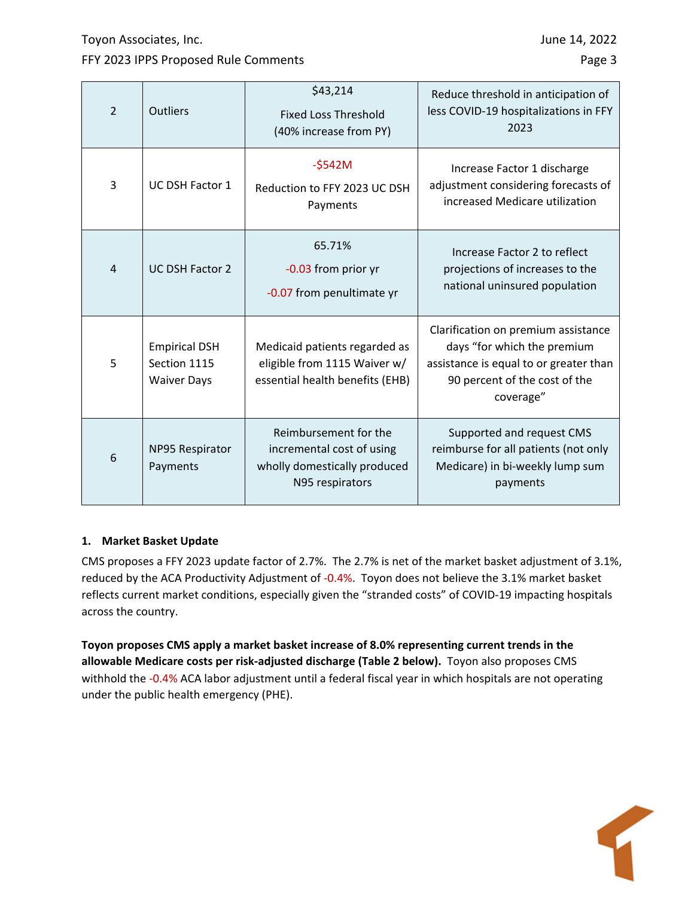| 2 | Outliers | $43,214<br>Fixed Loss Threshold<br>(40% increase from PY) | Reduce threshold in anticipation of less COVID-19 hospitalizations in FFY 2023 |
|---|---|---|---|
| 3 | UC DSH Factor 1 | -$542M<br>Reduction to FFY 2023 UC DSH Payments | Increase Factor 1 discharge adjustment considering forecasts of increased Medicare utilization |
| 4 | UC DSH Factor 2 | 65.71%<br>-0.03 from prior yr<br>-0.07 from penultimate yr | Increase Factor 2 to reflect projections of increases to the national uninsured population |
| 5 | Empirical DSH Section 1115 Waiver Days | Medicaid patients regarded as eligible from 1115 Waiver w/ essential health benefits (EHB) | Clarification on premium assistance days "for which the premium assistance is equal to or greater than 90 percent of the cost of the coverage" |
| 6 | NP95 Respirator Payments | Reimbursement for the incremental cost of using wholly domestically produced N95 respirators | Supported and request CMS reimburse for all patients (not only Medicare) in bi-weekly lump sum payments |

**1. Market Basket Update**

CMS proposes a FFY 2023 update factor of 2.7%. The 2.7% is net of the market basket adjustment of 3.1%, reduced by the ACA Productivity Adjustment of -0.4%. Toyon does not believe the 3.1% market basket reflects current market conditions, especially given the "stranded costs" of COVID-19 impacting hospitals across the country.

**Toyon proposes CMS apply a market basket increase of 8.0% representing current trends in the allowable Medicare costs per risk-adjusted discharge (Table 2 below).** Toyon also proposes CMS withhold the -0.4% ACA labor adjustment until a federal fiscal year in which hospitals are not operating under the public health emergency (PHE).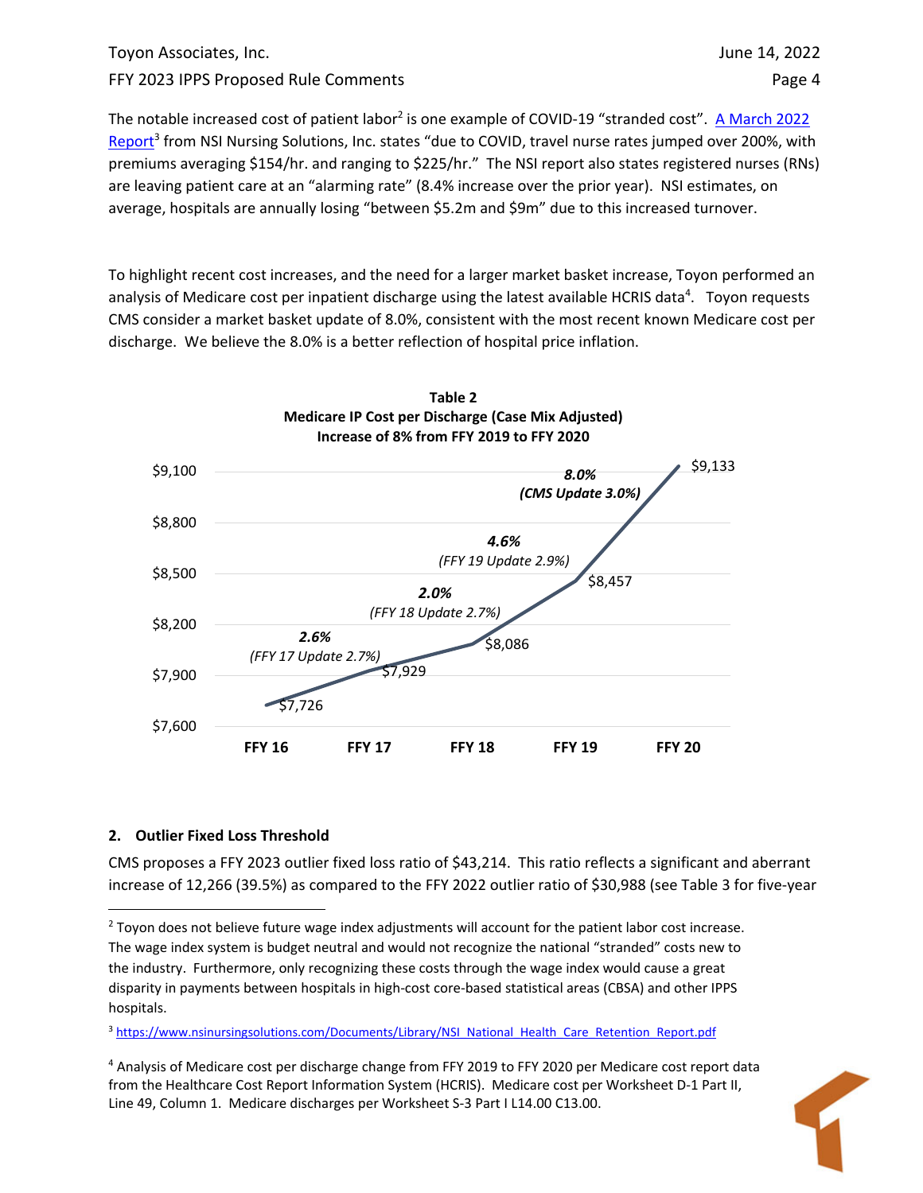The notable increased cost of patient labor[2] is one example of COVID-19 "stranded cost". [A March 2022 Report](https://www.nsinursingsolutions.com/Documents/Library/NSI_National_Health_Care_Retention_Report.pdf)[3] from NSI Nursing Solutions, Inc. states "due to COVID, travel nurse rates jumped over 200%, with premiums averaging $154/hr. and ranging to $225/hr." The NSI report also states registered nurses (RNs) are leaving patient care at an "alarming rate" (8.4% increase over the prior year). NSI estimates, on average, hospitals are annually losing "between $5.2m and $9m" due to this increased turnover.

To highlight recent cost increases, and the need for a larger market basket increase, Toyon performed an analysis of Medicare cost per inpatient discharge using the latest available HCRIS data[4]. Toyon requests CMS consider a market basket update of 8.0%, consistent with the most recent known Medicare cost per discharge. We believe the 8.0% is a better reflection of hospital price inflation.

**Table 2**
**Medicare IP Cost per Discharge (Case Mix Adjusted)**
**Increase of 8% from FFY 2019 to FFY 2020**

| Fiscal Year | Cost per Discharge | Increase from Prior Year | CMS Update |
|---|---|---|---|
| FFY 16 | $7,726 | | |
| FFY 17 | $7,929 | 2.6% | FFY 17 Update 2.7% |
| FFY 18 | $8,086 | 2.0% | FFY 18 Update 2.7% |
| FFY 19 | $8,457 | 4.6% | FFY 19 Update 2.9% |
| FFY 20 | $9,133 | 8.0% | CMS Update 3.0% |

## 2. Outlier Fixed Loss Threshold

CMS proposes a FFY 2023 outlier fixed loss ratio of $43,214. This ratio reflects a significant and aberrant increase of 12,266 (39.5%) as compared to the FFY 2022 outlier ratio of $30,988 (see Table 3 for five-year

---

[2] Toyon does not believe future wage index adjustments will account for the patient labor cost increase. The wage index system is budget neutral and would not recognize the national "stranded" costs new to the industry. Furthermore, only recognizing these costs through the wage index would cause a great disparity in payments between hospitals in high-cost core-based statistical areas (CBSA) and other IPPS hospitals.

[3] https://www.nsinursingsolutions.com/Documents/Library/NSI_National_Health_Care_Retention_Report.pdf

[4] Analysis of Medicare cost per discharge change from FFY 2019 to FFY 2020 per Medicare cost report data from the Healthcare Cost Report Information System (HCRIS). Medicare cost per Worksheet D-1 Part II, Line 49, Column 1. Medicare discharges per Worksheet S-3 Part I L14.00 C13.00.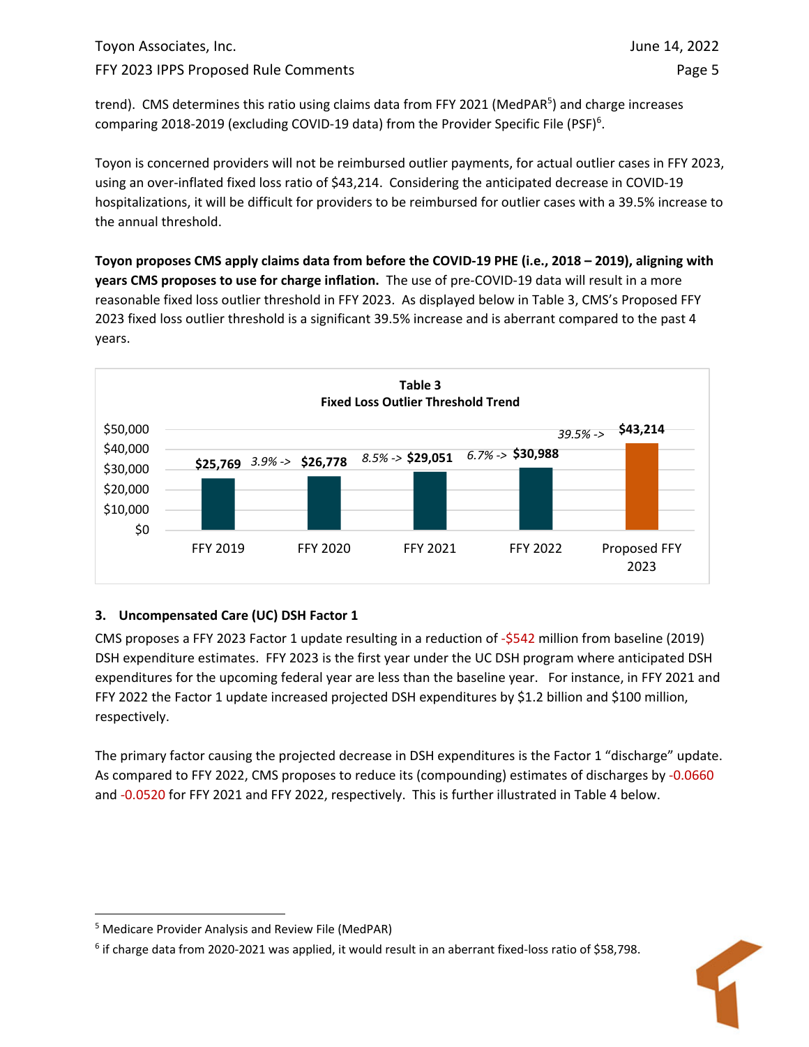trend). CMS determines this ratio using claims data from FFY 2021 (MedPAR[5]) and charge increases comparing 2018-2019 (excluding COVID-19 data) from the Provider Specific File (PSF)[6].

Toyon is concerned providers will not be reimbursed outlier payments, for actual outlier cases in FFY 2023, using an over-inflated fixed loss ratio of $43,214. Considering the anticipated decrease in COVID-19 hospitalizations, it will be difficult for providers to be reimbursed for outlier cases with a 39.5% increase to the annual threshold.

**Toyon proposes CMS apply claims data from before the COVID-19 PHE (i.e., 2018 – 2019), aligning with years CMS proposes to use for charge inflation.** The use of pre-COVID-19 data will result in a more reasonable fixed loss outlier threshold in FFY 2023. As displayed below in Table 3, CMS's Proposed FFY 2023 fixed loss outlier threshold is a significant 39.5% increase and is aberrant compared to the past 4 years.

**Table 3**
**Fixed Loss Outlier Threshold Trend**

| Year | Threshold | Change from Prior Year |
|---|---|---|
| FFY 2019 | $25,769 | |
| FFY 2020 | $26,778 | 3.9% |
| FFY 2021 | $29,051 | 8.5% |
| FFY 2022 | $30,988 | 6.7% |
| Proposed FFY 2023 | $43,214 | 39.5% |

### 3. Uncompensated Care (UC) DSH Factor 1

CMS proposes a FFY 2023 Factor 1 update resulting in a reduction of -$542 million from baseline (2019) DSH expenditure estimates. FFY 2023 is the first year under the UC DSH program where anticipated DSH expenditures for the upcoming federal year are less than the baseline year. For instance, in FFY 2021 and FFY 2022 the Factor 1 update increased projected DSH expenditures by $1.2 billion and $100 million, respectively.

The primary factor causing the projected decrease in DSH expenditures is the Factor 1 "discharge" update. As compared to FFY 2022, CMS proposes to reduce its (compounding) estimates of discharges by -0.0660 and -0.0520 for FFY 2021 and FFY 2022, respectively. This is further illustrated in Table 4 below.

---

[5] Medicare Provider Analysis and Review File (MedPAR)

[6] if charge data from 2020-2021 was applied, it would result in an aberrant fixed-loss ratio of $58,798.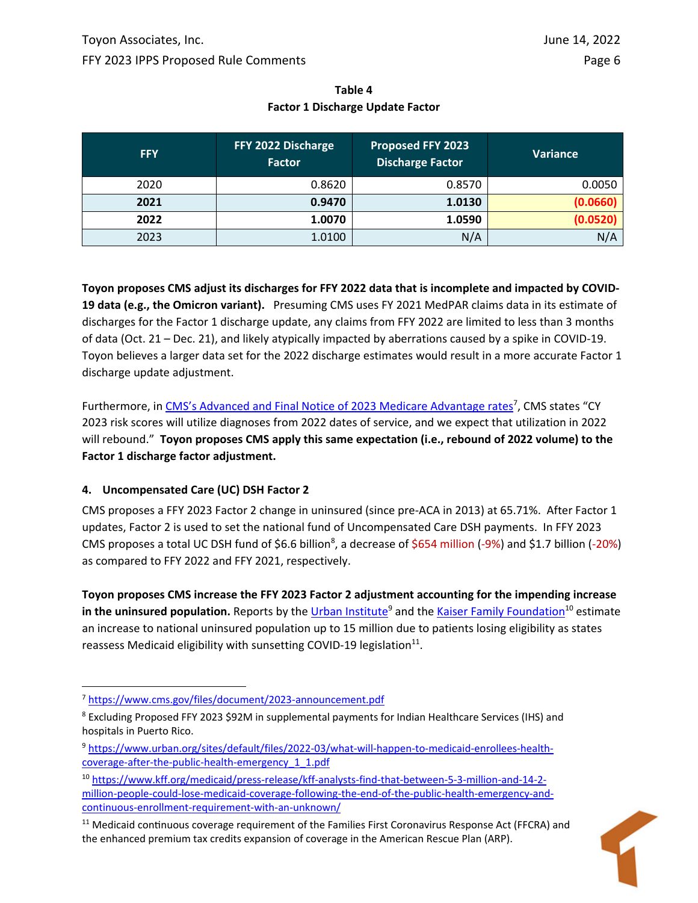**Table 4**
**Factor 1 Discharge Update Factor**

| FFY | FFY 2022 Discharge Factor | Proposed FFY 2023 Discharge Factor | Variance |
|---|---|---|---|
| 2020 | 0.8620 | 0.8570 | 0.0050 |
| **2021** | **0.9470** | **1.0130** | **(0.0660)** |
| **2022** | **1.0070** | **1.0590** | **(0.0520)** |
| 2023 | 1.0100 | N/A | N/A |

**Toyon proposes CMS adjust its discharges for FFY 2022 data that is incomplete and impacted by COVID-19 data (e.g., the Omicron variant).** Presuming CMS uses FY 2021 MedPAR claims data in its estimate of discharges for the Factor 1 discharge update, any claims from FFY 2022 are limited to less than 3 months of data (Oct. 21 – Dec. 21), and likely atypically impacted by aberrations caused by a spike in COVID-19. Toyon believes a larger data set for the 2022 discharge estimates would result in a more accurate Factor 1 discharge update adjustment.

Furthermore, in CMS's Advanced and Final Notice of 2023 Medicare Advantage rates[7], CMS states "CY 2023 risk scores will utilize diagnoses from 2022 dates of service, and we expect that utilization in 2022 will rebound." **Toyon proposes CMS apply this same expectation (i.e., rebound of 2022 volume) to the Factor 1 discharge factor adjustment.**

### 4. Uncompensated Care (UC) DSH Factor 2

CMS proposes a FFY 2023 Factor 2 change in uninsured (since pre-ACA in 2013) at 65.71%. After Factor 1 updates, Factor 2 is used to set the national fund of Uncompensated Care DSH payments. In FFY 2023 CMS proposes a total UC DSH fund of $6.6 billion[8], a decrease of $654 million (-9%) and $1.7 billion (-20%) as compared to FFY 2022 and FFY 2021, respectively.

**Toyon proposes CMS increase the FFY 2023 Factor 2 adjustment accounting for the impending increase in the uninsured population.** Reports by the Urban Institute[9] and the Kaiser Family Foundation[10] estimate an increase to national uninsured population up to 15 million due to patients losing eligibility as states reassess Medicaid eligibility with sunsetting COVID-19 legislation[11].

---

[7] https://www.cms.gov/files/document/2023-announcement.pdf

[8] Excluding Proposed FFY 2023 $92M in supplemental payments for Indian Healthcare Services (IHS) and hospitals in Puerto Rico.

[9] https://www.urban.org/sites/default/files/2022-03/what-will-happen-to-medicaid-enrollees-health-coverage-after-the-public-health-emergency_1_1.pdf

[10] https://www.kff.org/medicaid/press-release/kff-analysts-find-that-between-5-3-million-and-14-2-million-people-could-lose-medicaid-coverage-following-the-end-of-the-public-health-emergency-and-continuous-enrollment-requirement-with-an-unknown/

[11] Medicaid continuous coverage requirement of the Families First Coronavirus Response Act (FFCRA) and the enhanced premium tax credits expansion of coverage in the American Rescue Plan (ARP).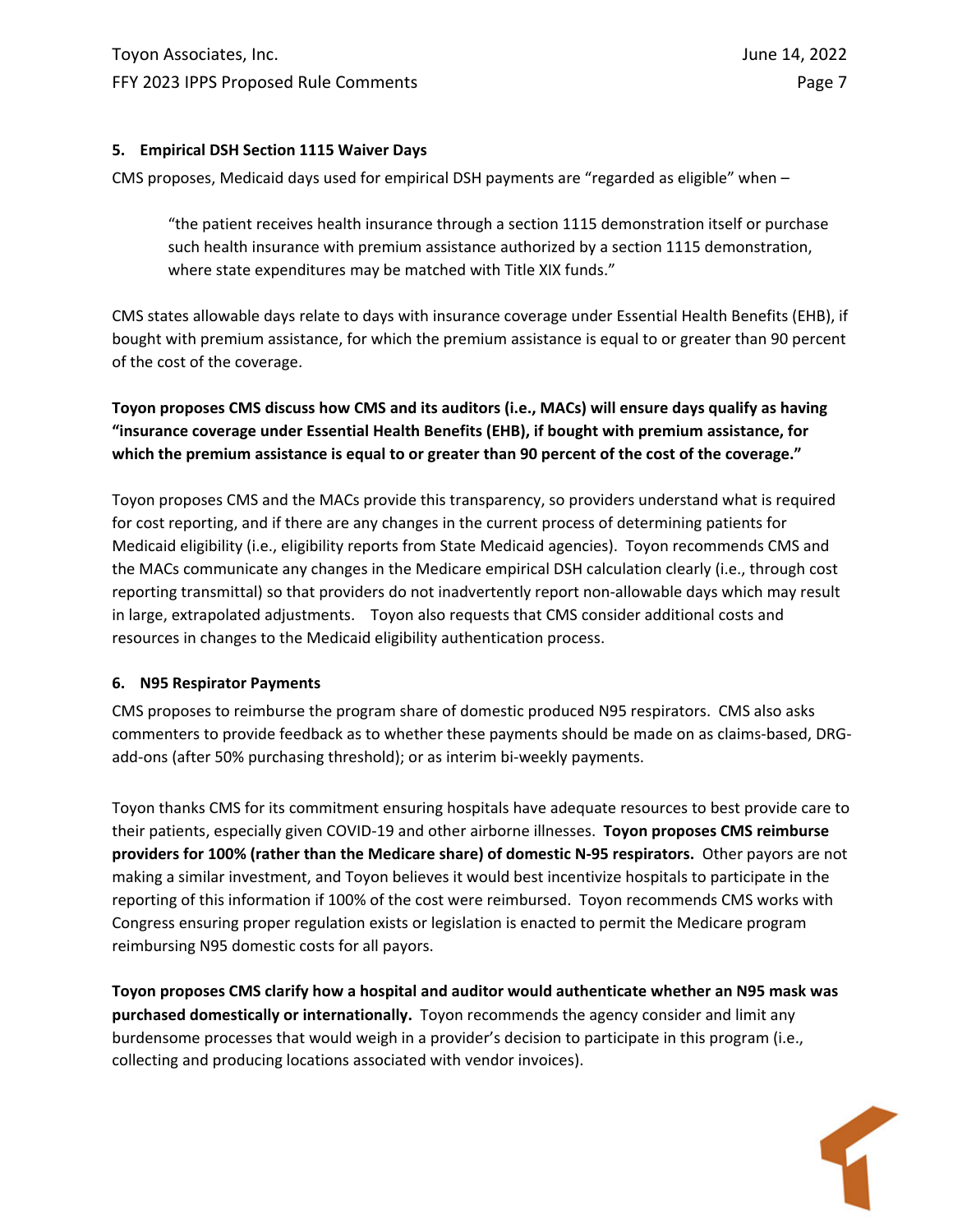## 5. Empirical DSH Section 1115 Waiver Days

CMS proposes, Medicaid days used for empirical DSH payments are "regarded as eligible" when –

> "the patient receives health insurance through a section 1115 demonstration itself or purchase such health insurance with premium assistance authorized by a section 1115 demonstration, where state expenditures may be matched with Title XIX funds."

CMS states allowable days relate to days with insurance coverage under Essential Health Benefits (EHB), if bought with premium assistance, for which the premium assistance is equal to or greater than 90 percent of the cost of the coverage.

**Toyon proposes CMS discuss how CMS and its auditors (i.e., MACs) will ensure days qualify as having "insurance coverage under Essential Health Benefits (EHB), if bought with premium assistance, for which the premium assistance is equal to or greater than 90 percent of the cost of the coverage."**

Toyon proposes CMS and the MACs provide this transparency, so providers understand what is required for cost reporting, and if there are any changes in the current process of determining patients for Medicaid eligibility (i.e., eligibility reports from State Medicaid agencies). Toyon recommends CMS and the MACs communicate any changes in the Medicare empirical DSH calculation clearly (i.e., through cost reporting transmittal) so that providers do not inadvertently report non-allowable days which may result in large, extrapolated adjustments. Toyon also requests that CMS consider additional costs and resources in changes to the Medicaid eligibility authentication process.

## 6. N95 Respirator Payments

CMS proposes to reimburse the program share of domestic produced N95 respirators. CMS also asks commenters to provide feedback as to whether these payments should be made on as claims-based, DRG-add-ons (after 50% purchasing threshold); or as interim bi-weekly payments.

Toyon thanks CMS for its commitment ensuring hospitals have adequate resources to best provide care to their patients, especially given COVID-19 and other airborne illnesses. **Toyon proposes CMS reimburse providers for 100% (rather than the Medicare share) of domestic N-95 respirators.** Other payors are not making a similar investment, and Toyon believes it would best incentivize hospitals to participate in the reporting of this information if 100% of the cost were reimbursed. Toyon recommends CMS works with Congress ensuring proper regulation exists or legislation is enacted to permit the Medicare program reimbursing N95 domestic costs for all payors.

**Toyon proposes CMS clarify how a hospital and auditor would authenticate whether an N95 mask was purchased domestically or internationally.** Toyon recommends the agency consider and limit any burdensome processes that would weigh in a provider's decision to participate in this program (i.e., collecting and producing locations associated with vendor invoices).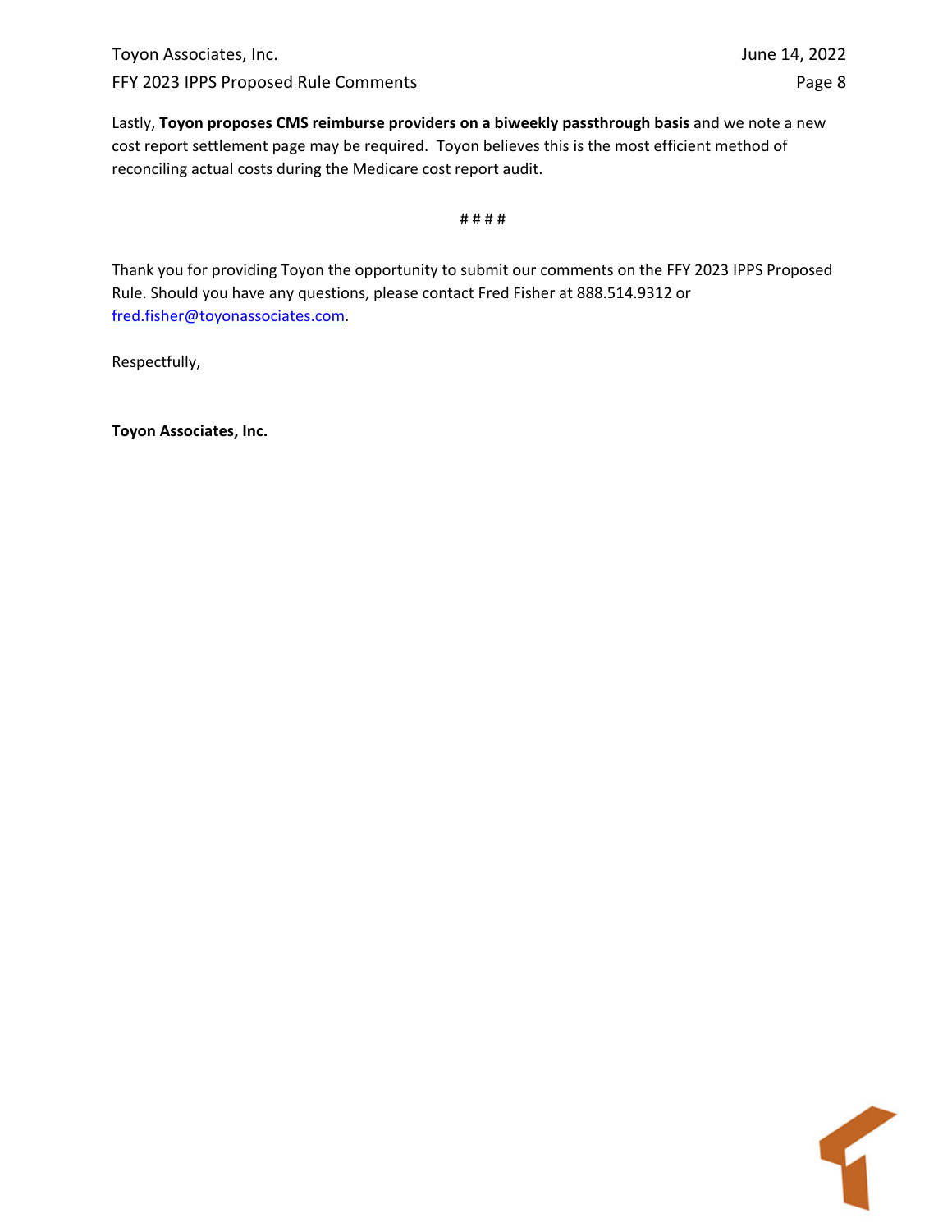Lastly, **Toyon proposes CMS reimburse providers on a biweekly passthrough basis** and we note a new cost report settlement page may be required. Toyon believes this is the most efficient method of reconciling actual costs during the Medicare cost report audit.

# # # #

Thank you for providing Toyon the opportunity to submit our comments on the FFY 2023 IPPS Proposed Rule. Should you have any questions, please contact Fred Fisher at 888.514.9312 or fred.fisher@toyonassociates.com.

Respectfully,

**Toyon Associates, Inc.**